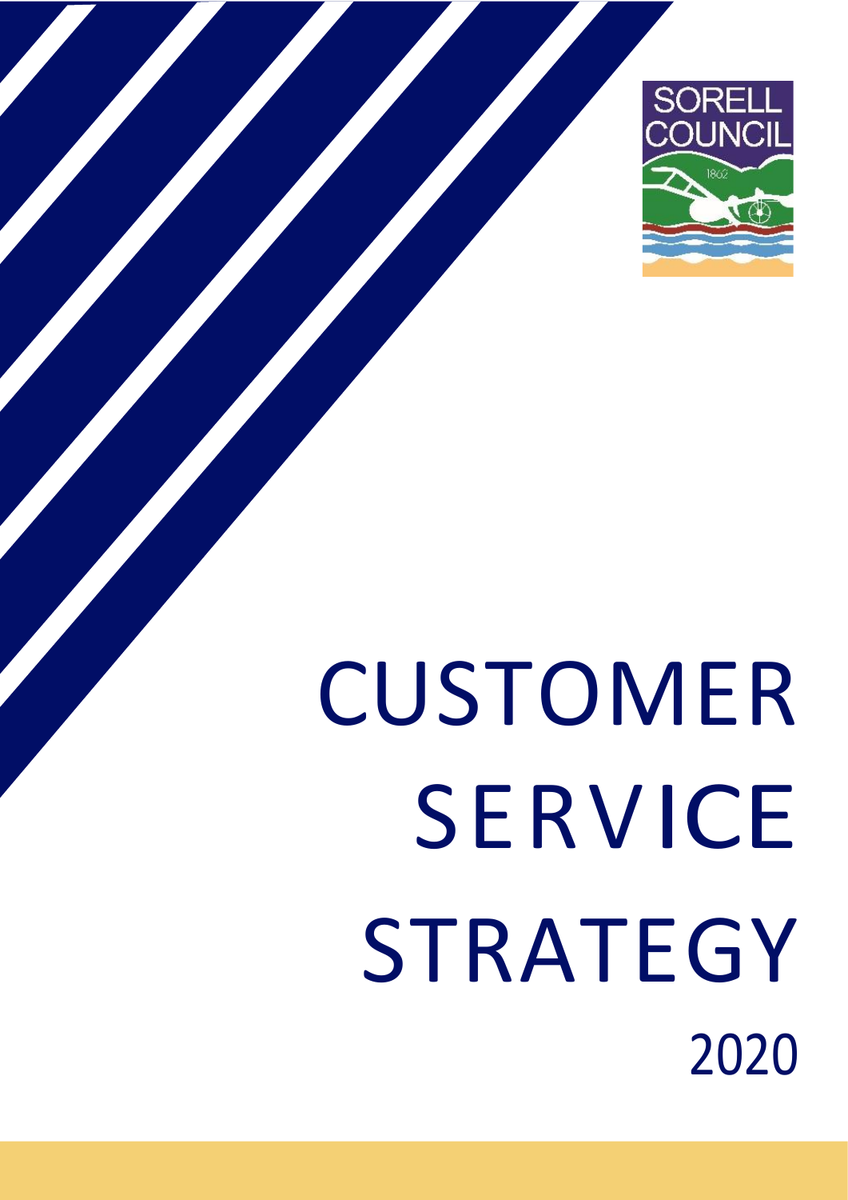SORELL COUNCIL

1862

# CUSTOMER SERVICE STRATEGY 2020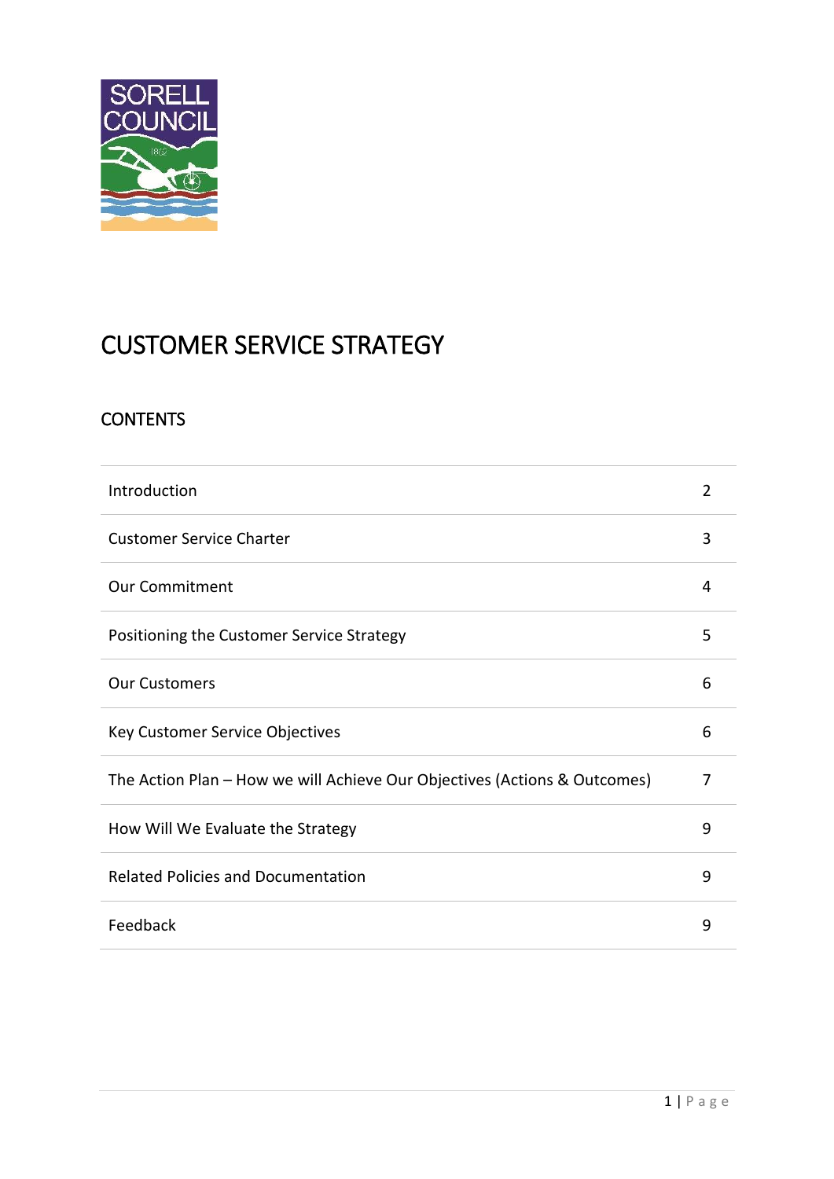# CUSTOMER SERVICE STRATEGY

## CONTENTS

| | |
|---|---|
| Introduction | 2 |
| Customer Service Charter | 3 |
| Our Commitment | 4 |
| Positioning the Customer Service Strategy | 5 |
| Our Customers | 6 |
| Key Customer Service Objectives | 6 |
| The Action Plan – How we will Achieve Our Objectives (Actions & Outcomes) | 7 |
| How Will We Evaluate the Strategy | 9 |
| Related Policies and Documentation | 9 |
| Feedback | 9 |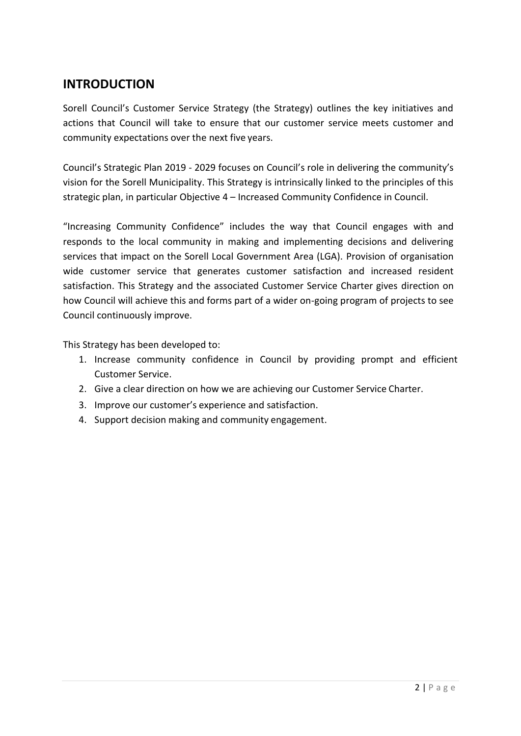## INTRODUCTION

Sorell Council's Customer Service Strategy (the Strategy) outlines the key initiatives and actions that Council will take to ensure that our customer service meets customer and community expectations over the next five years.

Council's Strategic Plan 2019 - 2029 focuses on Council's role in delivering the community's vision for the Sorell Municipality. This Strategy is intrinsically linked to the principles of this strategic plan, in particular Objective 4 – Increased Community Confidence in Council.

"Increasing Community Confidence" includes the way that Council engages with and responds to the local community in making and implementing decisions and delivering services that impact on the Sorell Local Government Area (LGA). Provision of organisation wide customer service that generates customer satisfaction and increased resident satisfaction. This Strategy and the associated Customer Service Charter gives direction on how Council will achieve this and forms part of a wider on-going program of projects to see Council continuously improve.

This Strategy has been developed to:

1. Increase community confidence in Council by providing prompt and efficient Customer Service.
2. Give a clear direction on how we are achieving our Customer Service Charter.
3. Improve our customer's experience and satisfaction.
4. Support decision making and community engagement.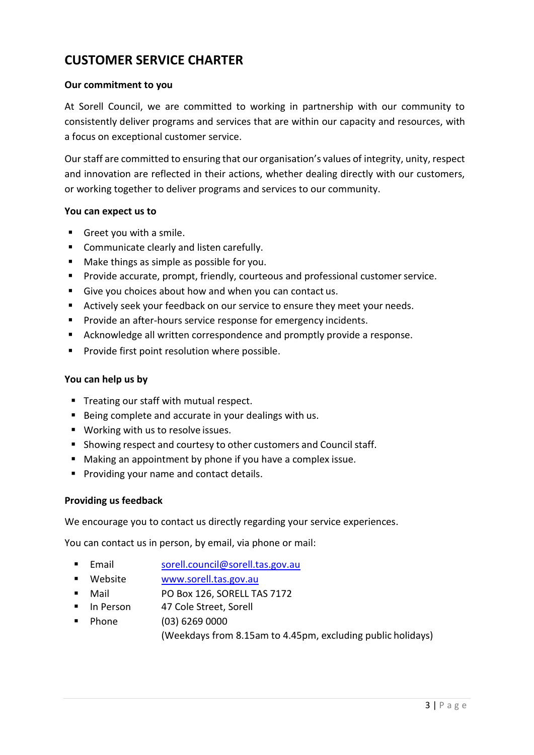## CUSTOMER SERVICE CHARTER

**Our commitment to you**

At Sorell Council, we are committed to working in partnership with our community to consistently deliver programs and services that are within our capacity and resources, with a focus on exceptional customer service.

Our staff are committed to ensuring that our organisation's values of integrity, unity, respect and innovation are reflected in their actions, whether dealing directly with our customers, or working together to deliver programs and services to our community.

**You can expect us to**

- Greet you with a smile.
- Communicate clearly and listen carefully.
- Make things as simple as possible for you.
- Provide accurate, prompt, friendly, courteous and professional customer service.
- Give you choices about how and when you can contact us.
- Actively seek your feedback on our service to ensure they meet your needs.
- Provide an after-hours service response for emergency incidents.
- Acknowledge all written correspondence and promptly provide a response.
- Provide first point resolution where possible.

**You can help us by**

- Treating our staff with mutual respect.
- Being complete and accurate in your dealings with us.
- Working with us to resolve issues.
- Showing respect and courtesy to other customers and Council staff.
- Making an appointment by phone if you have a complex issue.
- Providing your name and contact details.

**Providing us feedback**

We encourage you to contact us directly regarding your service experiences.

You can contact us in person, by email, via phone or mail:

- Email sorell.council@sorell.tas.gov.au
- Website www.sorell.tas.gov.au
- Mail PO Box 126, SORELL TAS 7172
- In Person 47 Cole Street, Sorell
- Phone (03) 6269 0000
  (Weekdays from 8.15am to 4.45pm, excluding public holidays)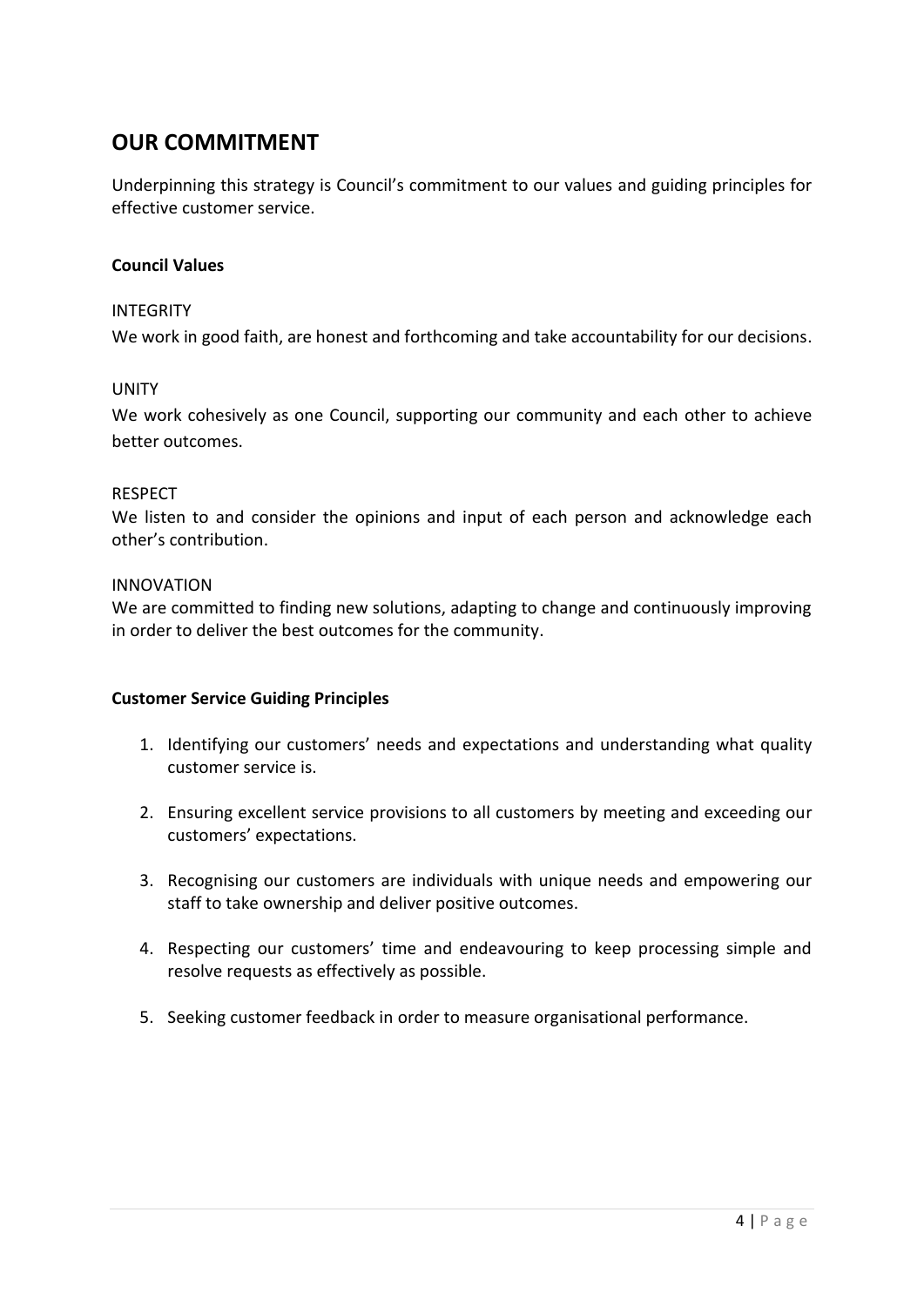## OUR COMMITMENT

Underpinning this strategy is Council's commitment to our values and guiding principles for effective customer service.

**Council Values**

INTEGRITY

We work in good faith, are honest and forthcoming and take accountability for our decisions.

UNITY

We work cohesively as one Council, supporting our community and each other to achieve better outcomes.

RESPECT

We listen to and consider the opinions and input of each person and acknowledge each other's contribution.

INNOVATION

We are committed to finding new solutions, adapting to change and continuously improving in order to deliver the best outcomes for the community.

**Customer Service Guiding Principles**

1. Identifying our customers' needs and expectations and understanding what quality customer service is.
2. Ensuring excellent service provisions to all customers by meeting and exceeding our customers' expectations.
3. Recognising our customers are individuals with unique needs and empowering our staff to take ownership and deliver positive outcomes.
4. Respecting our customers' time and endeavouring to keep processing simple and resolve requests as effectively as possible.
5. Seeking customer feedback in order to measure organisational performance.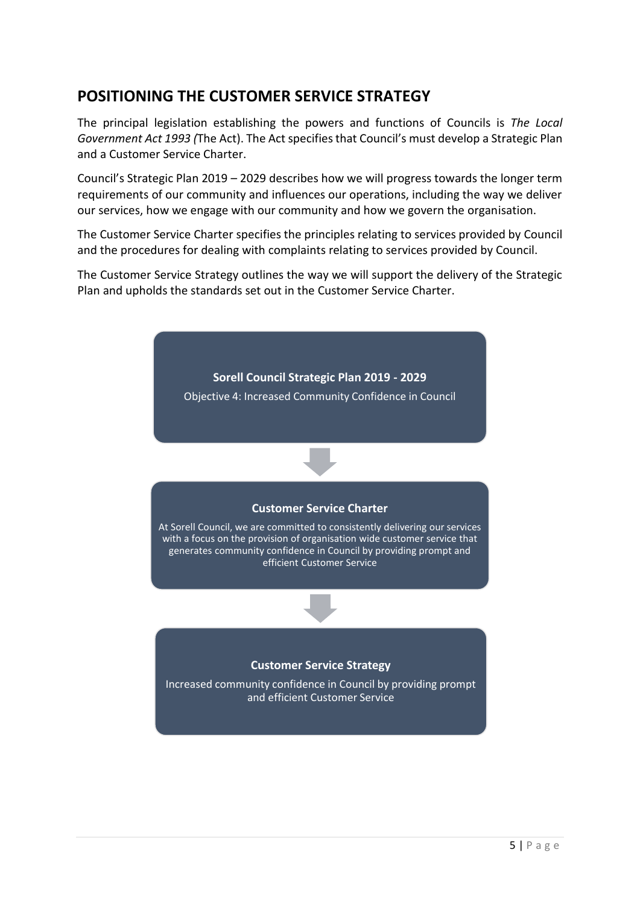## POSITIONING THE CUSTOMER SERVICE STRATEGY

The principal legislation establishing the powers and functions of Councils is *The Local Government Act 1993 (*The Act). The Act specifies that Council's must develop a Strategic Plan and a Customer Service Charter.

Council's Strategic Plan 2019 – 2029 describes how we will progress towards the longer term requirements of our community and influences our operations, including the way we deliver our services, how we engage with our community and how we govern the organisation.

The Customer Service Charter specifies the principles relating to services provided by Council and the procedures for dealing with complaints relating to services provided by Council.

The Customer Service Strategy outlines the way we will support the delivery of the Strategic Plan and upholds the standards set out in the Customer Service Charter.

**Sorell Council Strategic Plan 2019 - 2029**

Objective 4: Increased Community Confidence in Council

↓

**Customer Service Charter**

At Sorell Council, we are committed to consistently delivering our services with a focus on the provision of organisation wide customer service that generates community confidence in Council by providing prompt and efficient Customer Service

↓

**Customer Service Strategy**

Increased community confidence in Council by providing prompt and efficient Customer Service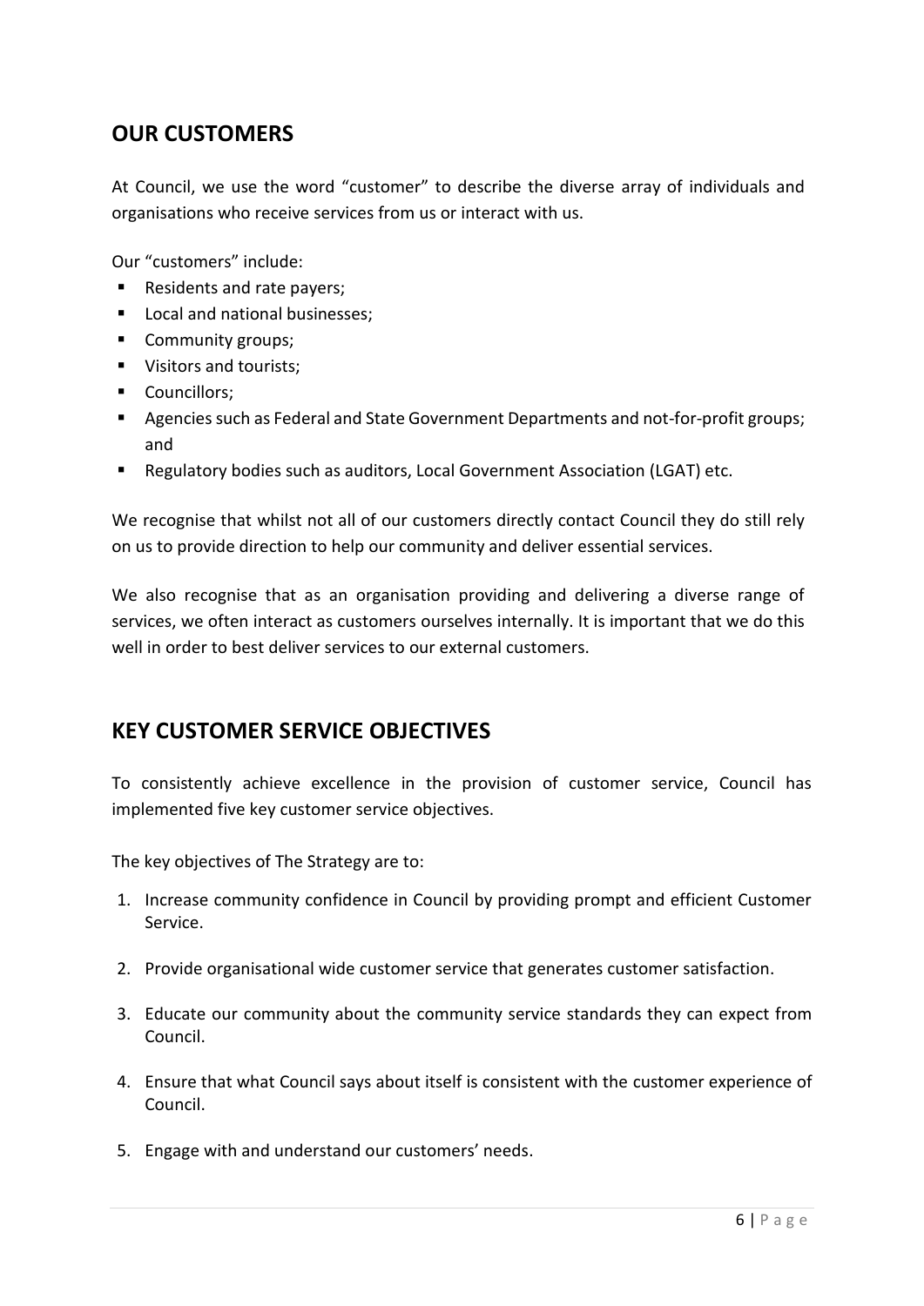## OUR CUSTOMERS

At Council, we use the word "customer" to describe the diverse array of individuals and organisations who receive services from us or interact with us.

Our "customers" include:

- Residents and rate payers;
- Local and national businesses;
- Community groups;
- Visitors and tourists;
- Councillors;
- Agencies such as Federal and State Government Departments and not-for-profit groups; and
- Regulatory bodies such as auditors, Local Government Association (LGAT) etc.

We recognise that whilst not all of our customers directly contact Council they do still rely on us to provide direction to help our community and deliver essential services.

We also recognise that as an organisation providing and delivering a diverse range of services, we often interact as customers ourselves internally. It is important that we do this well in order to best deliver services to our external customers.

## KEY CUSTOMER SERVICE OBJECTIVES

To consistently achieve excellence in the provision of customer service, Council has implemented five key customer service objectives.

The key objectives of The Strategy are to:

1. Increase community confidence in Council by providing prompt and efficient Customer Service.
2. Provide organisational wide customer service that generates customer satisfaction.
3. Educate our community about the community service standards they can expect from Council.
4. Ensure that what Council says about itself is consistent with the customer experience of Council.
5. Engage with and understand our customers' needs.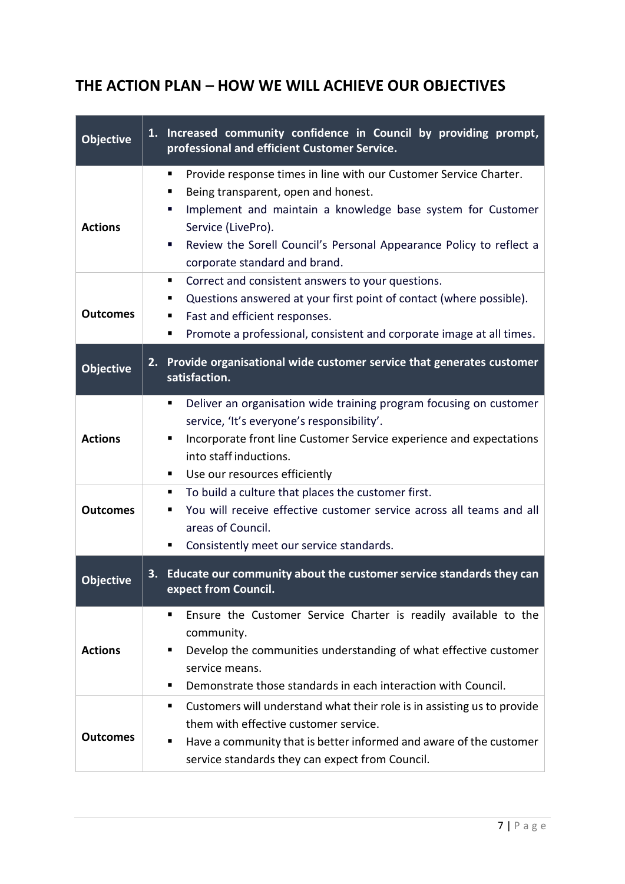## THE ACTION PLAN – HOW WE WILL ACHIEVE OUR OBJECTIVES

| Objective | 1. Increased community confidence in Council by providing prompt, professional and efficient Customer Service. |
|---|---|
| **Actions** | ▪ Provide response times in line with our Customer Service Charter.<br>▪ Being transparent, open and honest.<br>▪ Implement and maintain a knowledge base system for Customer Service (LivePro).<br>▪ Review the Sorell Council's Personal Appearance Policy to reflect a corporate standard and brand. |
| **Outcomes** | ▪ Correct and consistent answers to your questions.<br>▪ Questions answered at your first point of contact (where possible).<br>▪ Fast and efficient responses.<br>▪ Promote a professional, consistent and corporate image at all times. |
| **Objective** | **2. Provide organisational wide customer service that generates customer satisfaction.** |
| **Actions** | ▪ Deliver an organisation wide training program focusing on customer service, 'It's everyone's responsibility'.<br>▪ Incorporate front line Customer Service experience and expectations into staff inductions.<br>▪ Use our resources efficiently |
| **Outcomes** | ▪ To build a culture that places the customer first.<br>▪ You will receive effective customer service across all teams and all areas of Council.<br>▪ Consistently meet our service standards. |
| **Objective** | **3. Educate our community about the customer service standards they can expect from Council.** |
| **Actions** | ▪ Ensure the Customer Service Charter is readily available to the community.<br>▪ Develop the communities understanding of what effective customer service means.<br>▪ Demonstrate those standards in each interaction with Council. |
| **Outcomes** | ▪ Customers will understand what their role is in assisting us to provide them with effective customer service.<br>▪ Have a community that is better informed and aware of the customer service standards they can expect from Council. |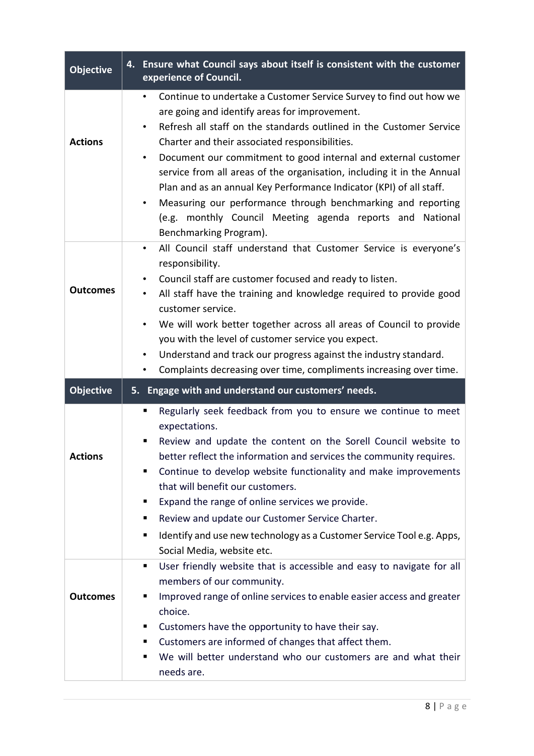| Objective | 4. Ensure what Council says about itself is consistent with the customer experience of Council. |
|---|---|
| **Actions** | • Continue to undertake a Customer Service Survey to find out how we are going and identify areas for improvement.<br>• Refresh all staff on the standards outlined in the Customer Service Charter and their associated responsibilities.<br>• Document our commitment to good internal and external customer service from all areas of the organisation, including it in the Annual Plan and as an annual Key Performance Indicator (KPI) of all staff.<br>• Measuring our performance through benchmarking and reporting (e.g. monthly Council Meeting agenda reports and National Benchmarking Program). |
| **Outcomes** | • All Council staff understand that Customer Service is everyone's responsibility.<br>• Council staff are customer focused and ready to listen.<br>• All staff have the training and knowledge required to provide good customer service.<br>• We will work better together across all areas of Council to provide you with the level of customer service you expect.<br>• Understand and track our progress against the industry standard.<br>• Complaints decreasing over time, compliments increasing over time. |
| **Objective** | **5. Engage with and understand our customers' needs.** |
| **Actions** | ▪ Regularly seek feedback from you to ensure we continue to meet expectations.<br>▪ Review and update the content on the Sorell Council website to better reflect the information and services the community requires.<br>▪ Continue to develop website functionality and make improvements that will benefit our customers.<br>▪ Expand the range of online services we provide.<br>▪ Review and update our Customer Service Charter.<br>▪ Identify and use new technology as a Customer Service Tool e.g. Apps, Social Media, website etc. |
| **Outcomes** | ▪ User friendly website that is accessible and easy to navigate for all members of our community.<br>▪ Improved range of online services to enable easier access and greater choice.<br>▪ Customers have the opportunity to have their say.<br>▪ Customers are informed of changes that affect them.<br>▪ We will better understand who our customers are and what their needs are. |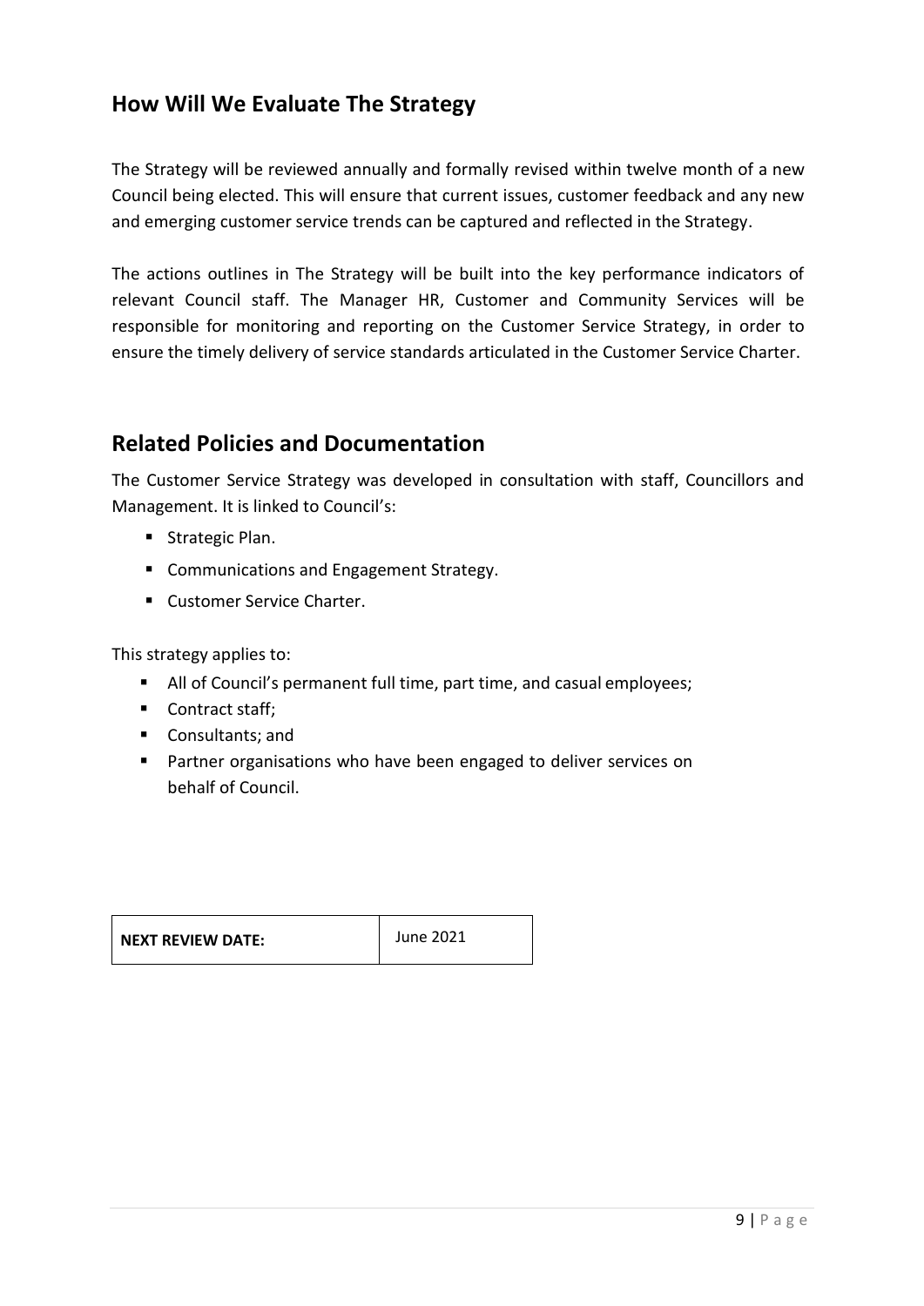## How Will We Evaluate The Strategy

The Strategy will be reviewed annually and formally revised within twelve month of a new Council being elected. This will ensure that current issues, customer feedback and any new and emerging customer service trends can be captured and reflected in the Strategy.

The actions outlines in The Strategy will be built into the key performance indicators of relevant Council staff. The Manager HR, Customer and Community Services will be responsible for monitoring and reporting on the Customer Service Strategy, in order to ensure the timely delivery of service standards articulated in the Customer Service Charter.

## Related Policies and Documentation

The Customer Service Strategy was developed in consultation with staff, Councillors and Management. It is linked to Council's:

- Strategic Plan.
- Communications and Engagement Strategy.
- Customer Service Charter.

This strategy applies to:

- All of Council's permanent full time, part time, and casual employees;
- Contract staff;
- Consultants; and
- Partner organisations who have been engaged to deliver services on behalf of Council.

| | |
|---|---|
| **NEXT REVIEW DATE:** | June 2021 |